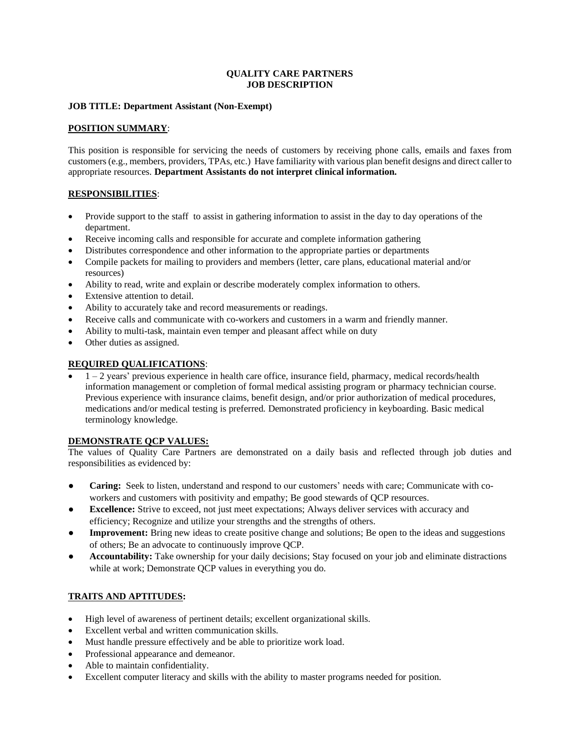# QUALITY CARE PARTNERS
# JOB DESCRIPTION

**JOB TITLE: Department Assistant (Non-Exempt)**

## POSITION SUMMARY:

This position is responsible for servicing the needs of customers by receiving phone calls, emails and faxes from customers (e.g., members, providers, TPAs, etc.) Have familiarity with various plan benefit designs and direct caller to appropriate resources. **Department Assistants do not interpret clinical information.**

## RESPONSIBILITIES:

- Provide support to the staff to assist in gathering information to assist in the day to day operations of the department.
- Receive incoming calls and responsible for accurate and complete information gathering
- Distributes correspondence and other information to the appropriate parties or departments
- Compile packets for mailing to providers and members (letter, care plans, educational material and/or resources)
- Ability to read, write and explain or describe moderately complex information to others.
- Extensive attention to detail.
- Ability to accurately take and record measurements or readings.
- Receive calls and communicate with co-workers and customers in a warm and friendly manner.
- Ability to multi-task, maintain even temper and pleasant affect while on duty
- Other duties as assigned.

## REQUIRED QUALIFICATIONS:

- 1 – 2 years' previous experience in health care office, insurance field, pharmacy, medical records/health information management or completion of formal medical assisting program or pharmacy technician course. Previous experience with insurance claims, benefit design, and/or prior authorization of medical procedures, medications and/or medical testing is preferred. Demonstrated proficiency in keyboarding. Basic medical terminology knowledge.

## DEMONSTRATE QCP VALUES:

The values of Quality Care Partners are demonstrated on a daily basis and reflected through job duties and responsibilities as evidenced by:

- **Caring:** Seek to listen, understand and respond to our customers' needs with care; Communicate with co-workers and customers with positivity and empathy; Be good stewards of QCP resources.
- **Excellence:** Strive to exceed, not just meet expectations; Always deliver services with accuracy and efficiency; Recognize and utilize your strengths and the strengths of others.
- **Improvement:** Bring new ideas to create positive change and solutions; Be open to the ideas and suggestions of others; Be an advocate to continuously improve QCP.
- **Accountability:** Take ownership for your daily decisions; Stay focused on your job and eliminate distractions while at work; Demonstrate QCP values in everything you do.

## TRAITS AND APTITUDES:

- High level of awareness of pertinent details; excellent organizational skills.
- Excellent verbal and written communication skills.
- Must handle pressure effectively and be able to prioritize work load.
- Professional appearance and demeanor.
- Able to maintain confidentiality.
- Excellent computer literacy and skills with the ability to master programs needed for position.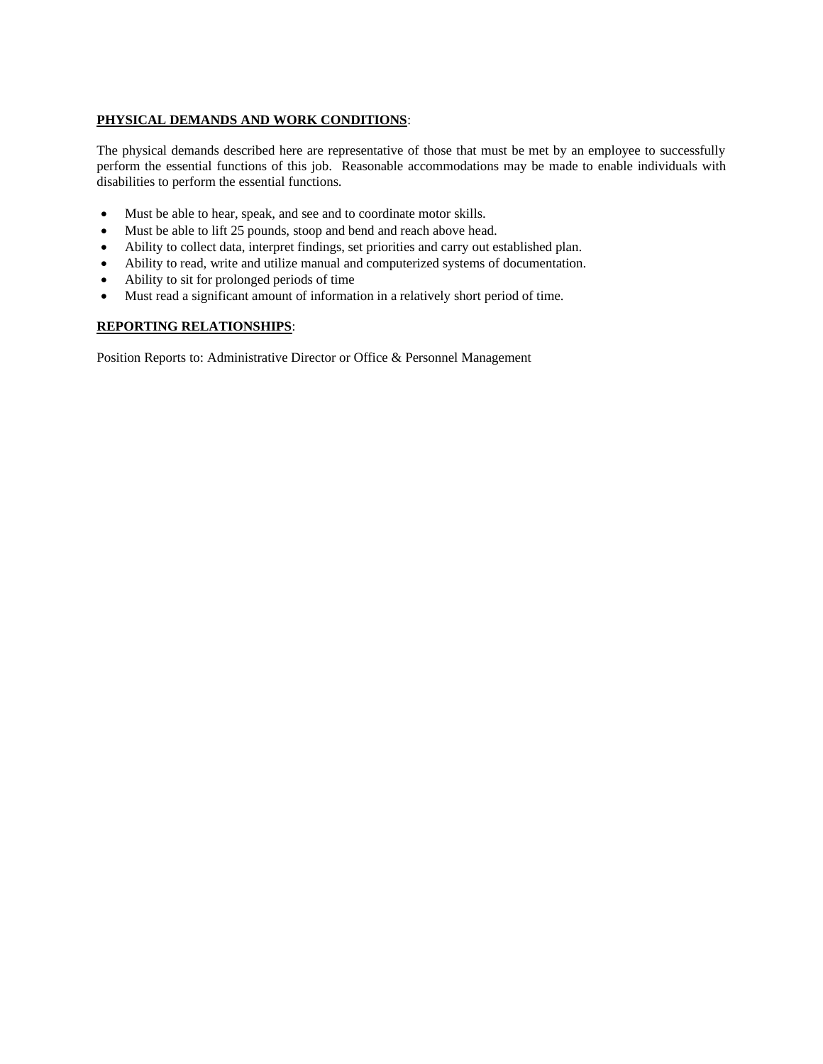**PHYSICAL DEMANDS AND WORK CONDITIONS**:

The physical demands described here are representative of those that must be met by an employee to successfully perform the essential functions of this job. Reasonable accommodations may be made to enable individuals with disabilities to perform the essential functions.

- Must be able to hear, speak, and see and to coordinate motor skills.
- Must be able to lift 25 pounds, stoop and bend and reach above head.
- Ability to collect data, interpret findings, set priorities and carry out established plan.
- Ability to read, write and utilize manual and computerized systems of documentation.
- Ability to sit for prolonged periods of time
- Must read a significant amount of information in a relatively short period of time.

**REPORTING RELATIONSHIPS**:

Position Reports to: Administrative Director or Office & Personnel Management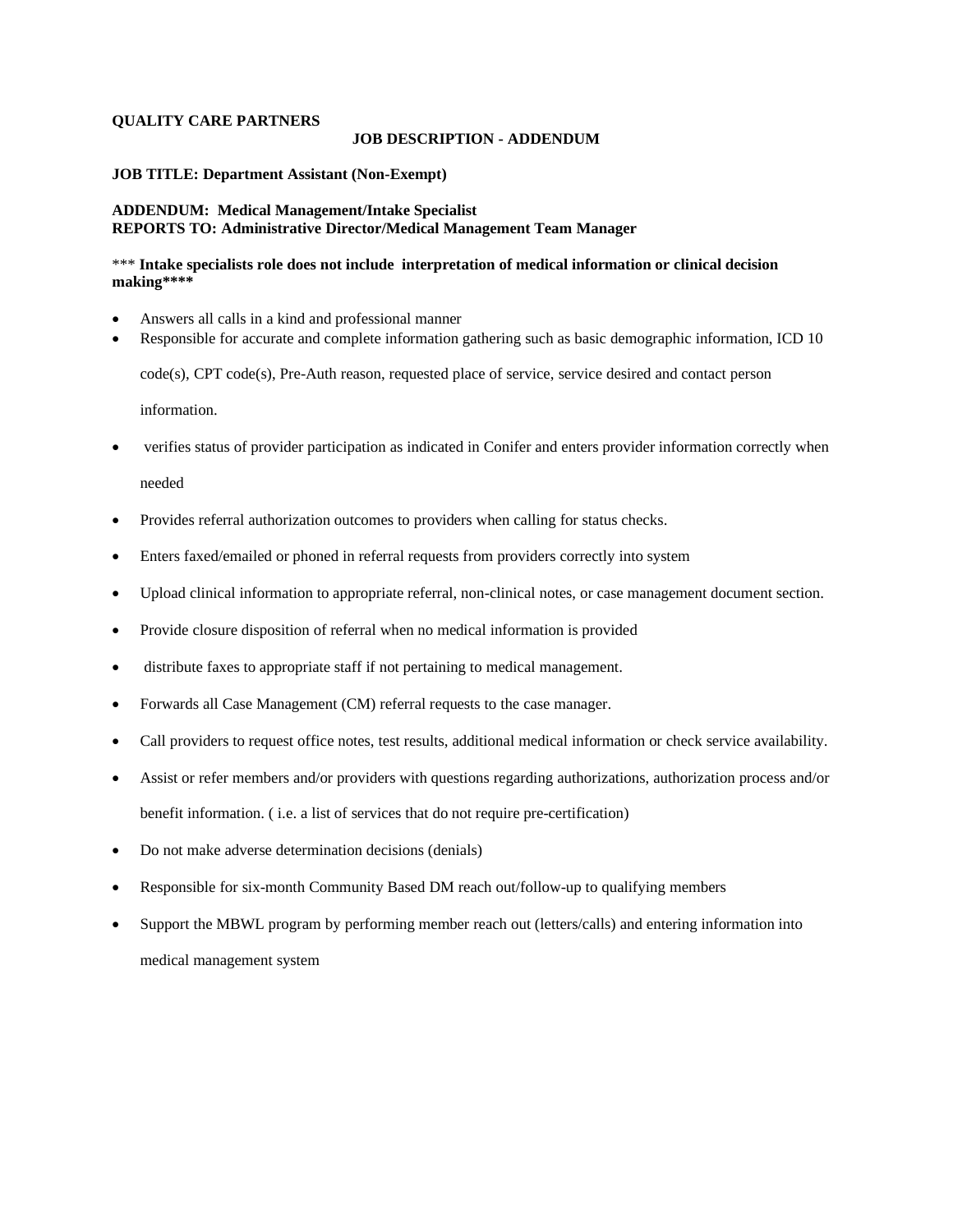**QUALITY CARE PARTNERS**

**JOB DESCRIPTION - ADDENDUM**

**JOB TITLE: Department Assistant (Non-Exempt)**

**ADDENDUM: Medical Management/Intake Specialist**
**REPORTS TO: Administrative Director/Medical Management Team Manager**

*** **Intake specialists role does not include interpretation of medical information or clinical decision making****

- Answers all calls in a kind and professional manner
- Responsible for accurate and complete information gathering such as basic demographic information, ICD 10 code(s), CPT code(s), Pre-Auth reason, requested place of service, service desired and contact person information.
- verifies status of provider participation as indicated in Conifer and enters provider information correctly when needed
- Provides referral authorization outcomes to providers when calling for status checks.
- Enters faxed/emailed or phoned in referral requests from providers correctly into system
- Upload clinical information to appropriate referral, non-clinical notes, or case management document section.
- Provide closure disposition of referral when no medical information is provided
- distribute faxes to appropriate staff if not pertaining to medical management.
- Forwards all Case Management (CM) referral requests to the case manager.
- Call providers to request office notes, test results, additional medical information or check service availability.
- Assist or refer members and/or providers with questions regarding authorizations, authorization process and/or benefit information. ( i.e. a list of services that do not require pre-certification)
- Do not make adverse determination decisions (denials)
- Responsible for six-month Community Based DM reach out/follow-up to qualifying members
- Support the MBWL program by performing member reach out (letters/calls) and entering information into medical management system